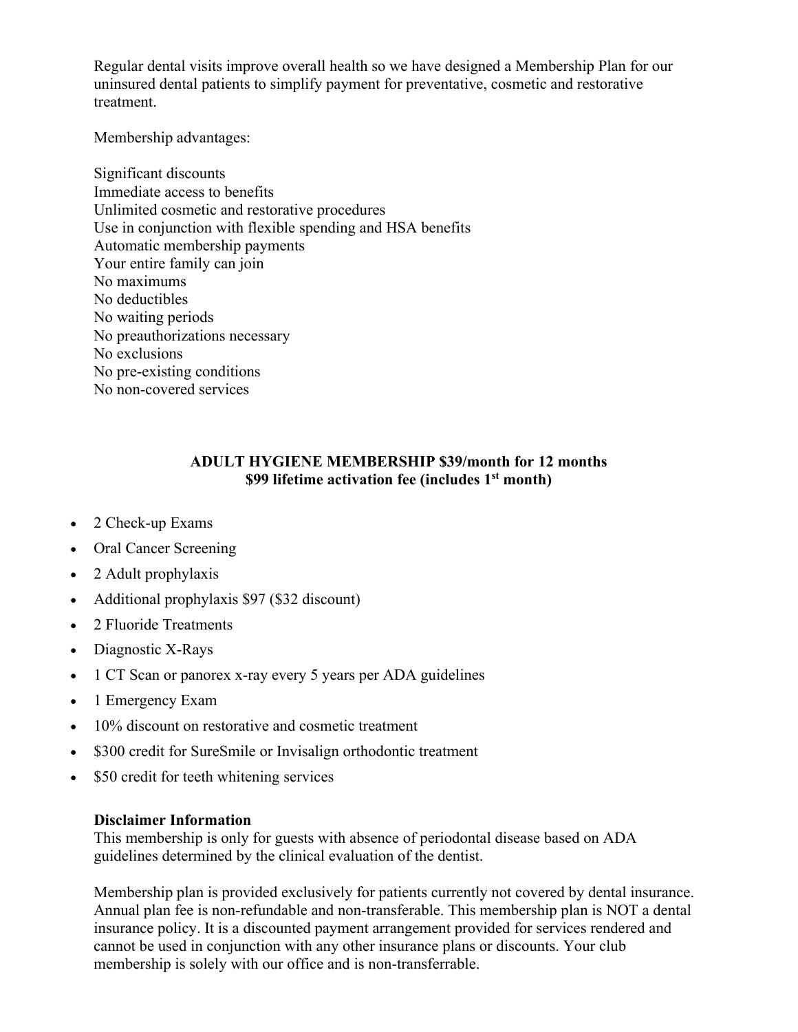Regular dental visits improve overall health so we have designed a Membership Plan for our uninsured dental patients to simplify payment for preventative, cosmetic and restorative treatment.

Membership advantages:

Significant discounts
Immediate access to benefits
Unlimited cosmetic and restorative procedures
Use in conjunction with flexible spending and HSA benefits
Automatic membership payments
Your entire family can join
No maximums
No deductibles
No waiting periods
No preauthorizations necessary
No exclusions
No pre-existing conditions
No non-covered services

**ADULT HYGIENE MEMBERSHIP $39/month for 12 months**
**$99 lifetime activation fee (includes 1st month)**

- 2 Check-up Exams
- Oral Cancer Screening
- 2 Adult prophylaxis
- Additional prophylaxis $97 ($32 discount)
- 2 Fluoride Treatments
- Diagnostic X-Rays
- 1 CT Scan or panorex x-ray every 5 years per ADA guidelines
- 1 Emergency Exam
- 10% discount on restorative and cosmetic treatment
- $300 credit for SureSmile or Invisalign orthodontic treatment
- $50 credit for teeth whitening services

**Disclaimer Information**
This membership is only for guests with absence of periodontal disease based on ADA guidelines determined by the clinical evaluation of the dentist.

Membership plan is provided exclusively for patients currently not covered by dental insurance. Annual plan fee is non-refundable and non-transferable. This membership plan is NOT a dental insurance policy. It is a discounted payment arrangement provided for services rendered and cannot be used in conjunction with any other insurance plans or discounts. Your club membership is solely with our office and is non-transferrable.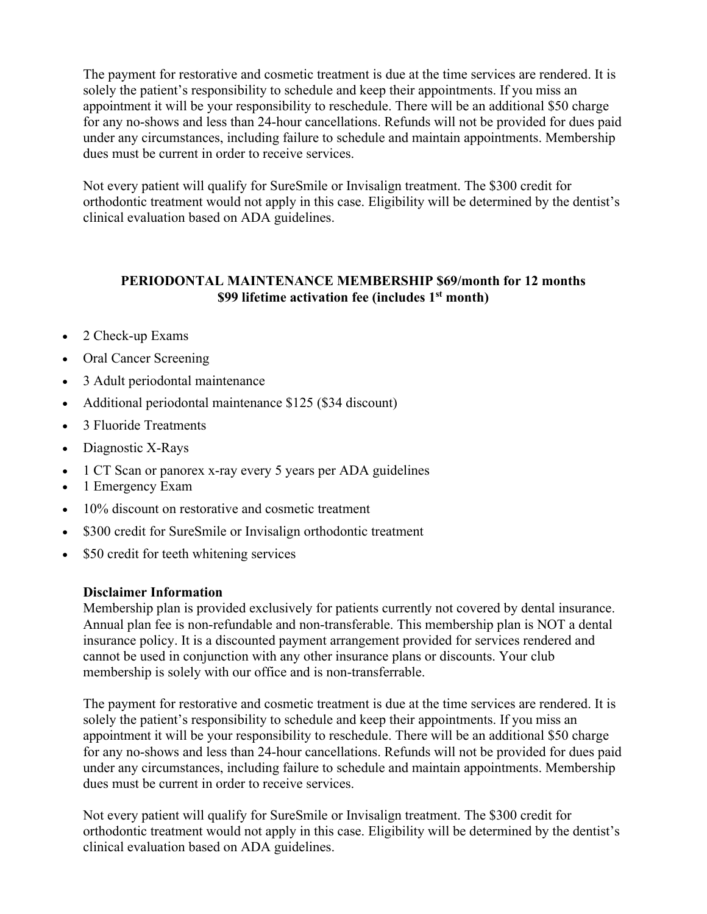The payment for restorative and cosmetic treatment is due at the time services are rendered. It is solely the patient's responsibility to schedule and keep their appointments. If you miss an appointment it will be your responsibility to reschedule. There will be an additional $50 charge for any no-shows and less than 24-hour cancellations. Refunds will not be provided for dues paid under any circumstances, including failure to schedule and maintain appointments. Membership dues must be current in order to receive services.

Not every patient will qualify for SureSmile or Invisalign treatment. The $300 credit for orthodontic treatment would not apply in this case. Eligibility will be determined by the dentist's clinical evaluation based on ADA guidelines.

## PERIODONTAL MAINTENANCE MEMBERSHIP $69/month for 12 months
## $99 lifetime activation fee (includes 1st month)

- 2 Check-up Exams
- Oral Cancer Screening
- 3 Adult periodontal maintenance
- Additional periodontal maintenance $125 ($34 discount)
- 3 Fluoride Treatments
- Diagnostic X-Rays
- 1 CT Scan or panorex x-ray every 5 years per ADA guidelines
- 1 Emergency Exam
- 10% discount on restorative and cosmetic treatment
- $300 credit for SureSmile or Invisalign orthodontic treatment
- $50 credit for teeth whitening services

**Disclaimer Information**

Membership plan is provided exclusively for patients currently not covered by dental insurance. Annual plan fee is non-refundable and non-transferable. This membership plan is NOT a dental insurance policy. It is a discounted payment arrangement provided for services rendered and cannot be used in conjunction with any other insurance plans or discounts. Your club membership is solely with our office and is non-transferrable.

The payment for restorative and cosmetic treatment is due at the time services are rendered. It is solely the patient's responsibility to schedule and keep their appointments. If you miss an appointment it will be your responsibility to reschedule. There will be an additional $50 charge for any no-shows and less than 24-hour cancellations. Refunds will not be provided for dues paid under any circumstances, including failure to schedule and maintain appointments. Membership dues must be current in order to receive services.

Not every patient will qualify for SureSmile or Invisalign treatment. The $300 credit for orthodontic treatment would not apply in this case. Eligibility will be determined by the dentist's clinical evaluation based on ADA guidelines.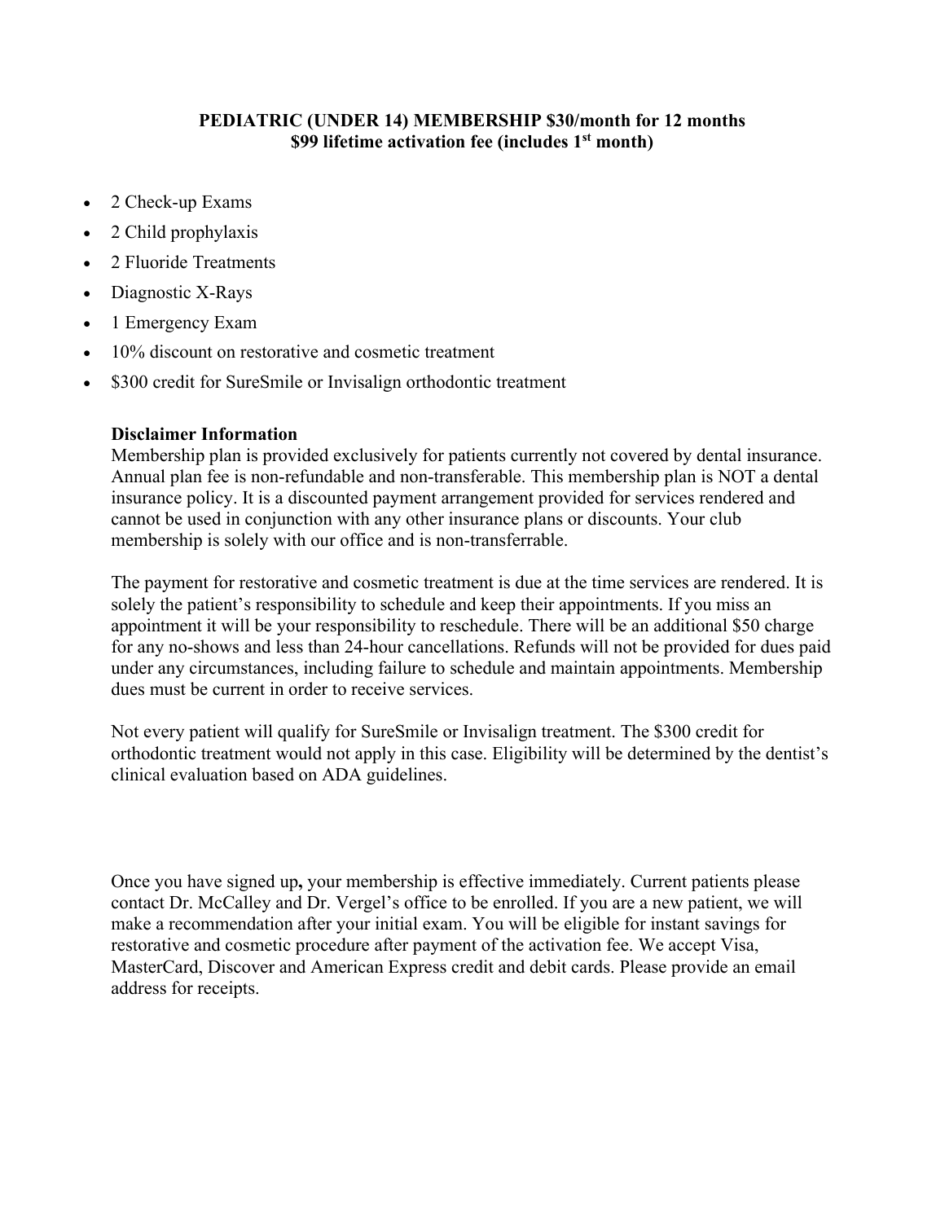**PEDIATRIC (UNDER 14) MEMBERSHIP $30/month for 12 months**
**$99 lifetime activation fee (includes 1st month)**

- 2 Check-up Exams
- 2 Child prophylaxis
- 2 Fluoride Treatments
- Diagnostic X-Rays
- 1 Emergency Exam
- 10% discount on restorative and cosmetic treatment
- $300 credit for SureSmile or Invisalign orthodontic treatment

**Disclaimer Information**

Membership plan is provided exclusively for patients currently not covered by dental insurance. Annual plan fee is non-refundable and non-transferable. This membership plan is NOT a dental insurance policy. It is a discounted payment arrangement provided for services rendered and cannot be used in conjunction with any other insurance plans or discounts. Your club membership is solely with our office and is non-transferrable.

The payment for restorative and cosmetic treatment is due at the time services are rendered. It is solely the patient's responsibility to schedule and keep their appointments. If you miss an appointment it will be your responsibility to reschedule. There will be an additional $50 charge for any no-shows and less than 24-hour cancellations. Refunds will not be provided for dues paid under any circumstances, including failure to schedule and maintain appointments. Membership dues must be current in order to receive services.

Not every patient will qualify for SureSmile or Invisalign treatment. The $300 credit for orthodontic treatment would not apply in this case. Eligibility will be determined by the dentist's clinical evaluation based on ADA guidelines.

Once you have signed up**,** your membership is effective immediately. Current patients please contact Dr. McCalley and Dr. Vergel's office to be enrolled. If you are a new patient, we will make a recommendation after your initial exam. You will be eligible for instant savings for restorative and cosmetic procedure after payment of the activation fee. We accept Visa, MasterCard, Discover and American Express credit and debit cards. Please provide an email address for receipts.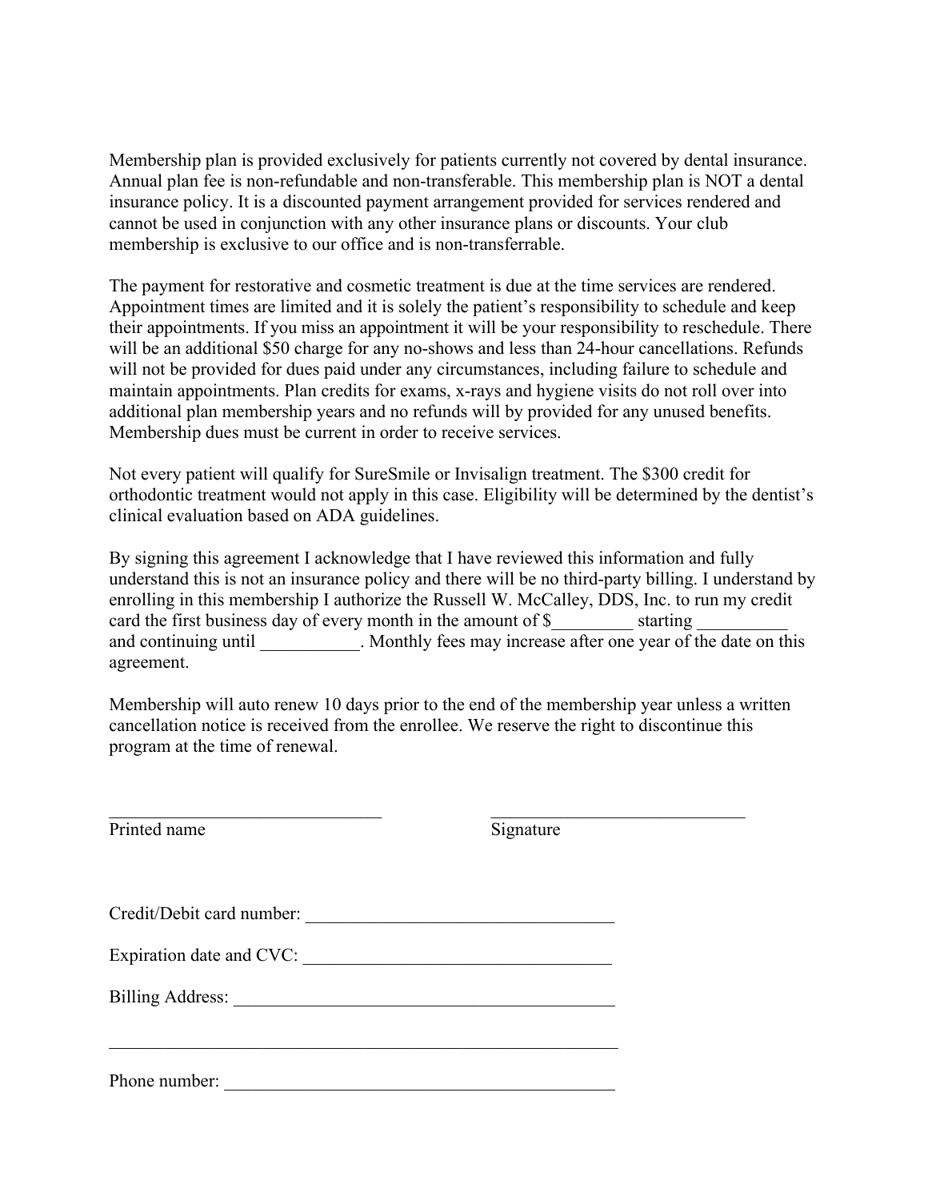Membership plan is provided exclusively for patients currently not covered by dental insurance. Annual plan fee is non-refundable and non-transferable. This membership plan is NOT a dental insurance policy. It is a discounted payment arrangement provided for services rendered and cannot be used in conjunction with any other insurance plans or discounts. Your club membership is exclusive to our office and is non-transferrable.

The payment for restorative and cosmetic treatment is due at the time services are rendered. Appointment times are limited and it is solely the patient's responsibility to schedule and keep their appointments. If you miss an appointment it will be your responsibility to reschedule. There will be an additional $50 charge for any no-shows and less than 24-hour cancellations. Refunds will not be provided for dues paid under any circumstances, including failure to schedule and maintain appointments. Plan credits for exams, x-rays and hygiene visits do not roll over into additional plan membership years and no refunds will by provided for any unused benefits. Membership dues must be current in order to receive services.

Not every patient will qualify for SureSmile or Invisalign treatment. The $300 credit for orthodontic treatment would not apply in this case. Eligibility will be determined by the dentist's clinical evaluation based on ADA guidelines.

By signing this agreement I acknowledge that I have reviewed this information and fully understand this is not an insurance policy and there will be no third-party billing. I understand by enrolling in this membership I authorize the Russell W. McCalley, DDS, Inc. to run my credit card the first business day of every month in the amount of $_________ starting __________ and continuing until ___________. Monthly fees may increase after one year of the date on this agreement.

Membership will auto renew 10 days prior to the end of the membership year unless a written cancellation notice is received from the enrollee. We reserve the right to discontinue this program at the time of renewal.

_______________________________ _______________________________

Printed name Signature

Credit/Debit card number: ___________________________________

Expiration date and CVC: ___________________________________

Billing Address: ___________________________________________

___________________________________________________________

Phone number: ____________________________________________